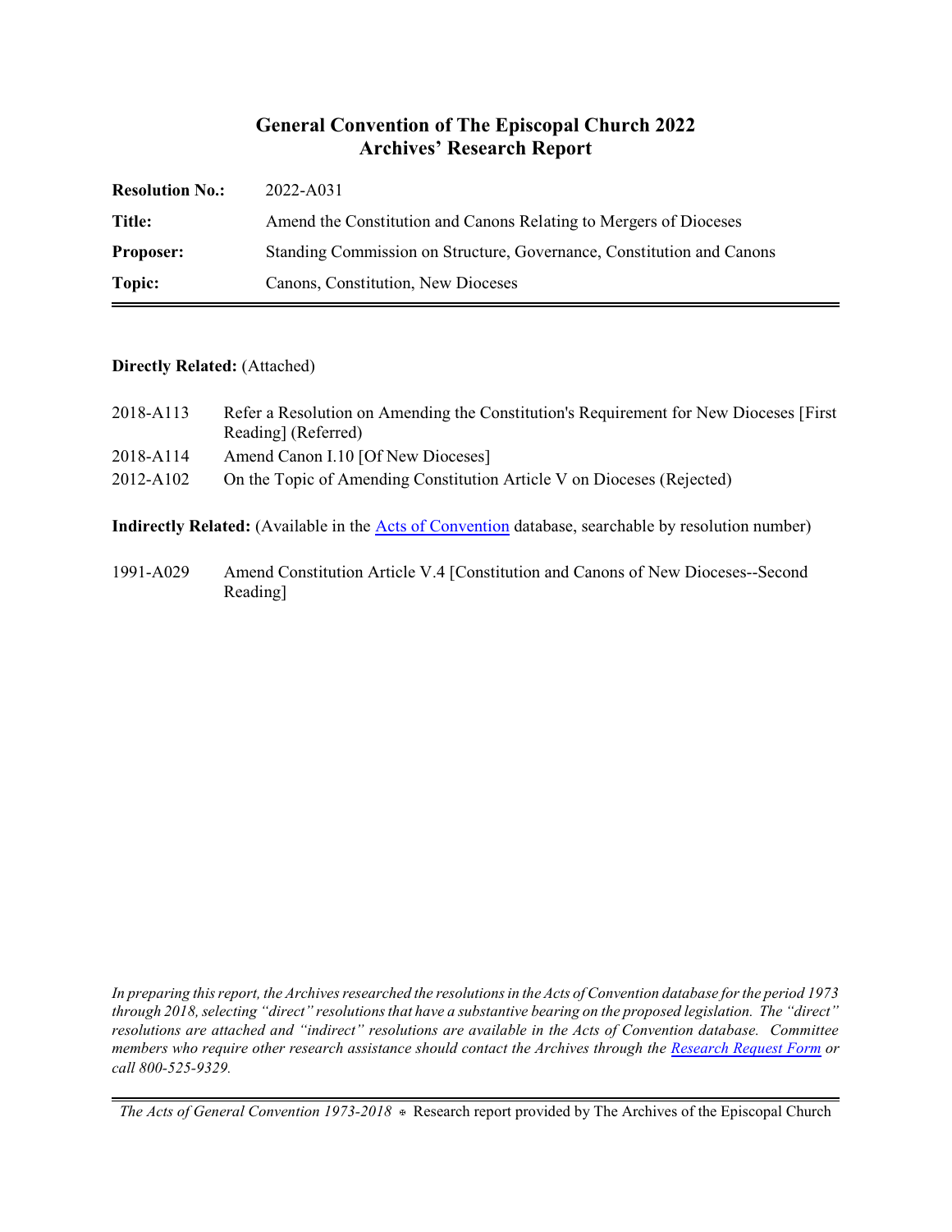# General Convention of The Episcopal Church 2022
# Archives' Research Report

| | |
|---|---|
| **Resolution No.:** | 2022-A031 |
| **Title:** | Amend the Constitution and Canons Relating to Mergers of Dioceses |
| **Proposer:** | Standing Commission on Structure, Governance, Constitution and Canons |
| **Topic:** | Canons, Constitution, New Dioceses |

**Directly Related:** (Attached)

| | |
|---|---|
| 2018-A113 | Refer a Resolution on Amending the Constitution's Requirement for New Dioceses [First Reading] (Referred) |
| 2018-A114 | Amend Canon I.10 [Of New Dioceses] |
| 2012-A102 | On the Topic of Amending Constitution Article V on Dioceses (Rejected) |

**Indirectly Related:** (Available in the Acts of Convention database, searchable by resolution number)

| | |
|---|---|
| 1991-A029 | Amend Constitution Article V.4 [Constitution and Canons of New Dioceses--Second Reading] |

*In preparing this report, the Archives researched the resolutions in the Acts of Convention database for the period 1973 through 2018, selecting "direct" resolutions that have a substantive bearing on the proposed legislation. The "direct" resolutions are attached and "indirect" resolutions are available in the Acts of Convention database. Committee members who require other research assistance should contact the Archives through the Research Request Form or call 800-525-9329.*

*The Acts of General Convention 1973-2018* ⊕ Research report provided by The Archives of the Episcopal Church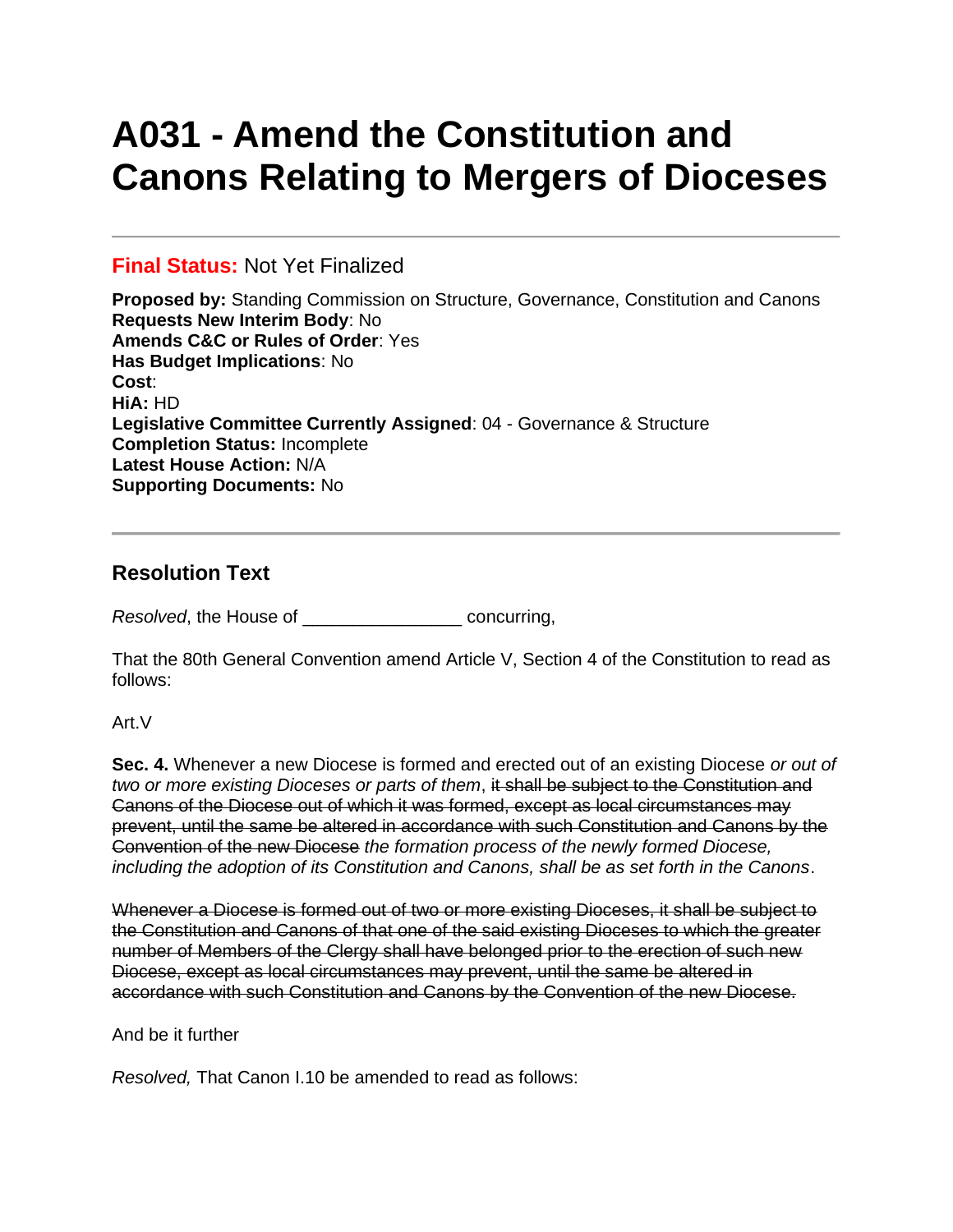# A031 - Amend the Constitution and Canons Relating to Mergers of Dioceses

---

**Final Status:** Not Yet Finalized

**Proposed by:** Standing Commission on Structure, Governance, Constitution and Canons
**Requests New Interim Body**: No
**Amends C&C or Rules of Order**: Yes
**Has Budget Implications**: No
**Cost**:
**HiA:** HD
**Legislative Committee Currently Assigned**: 04 - Governance & Structure
**Completion Status:** Incomplete
**Latest House Action:** N/A
**Supporting Documents:** No

---

## Resolution Text

*Resolved*, the House of _______________ concurring,

That the 80th General Convention amend Article V, Section 4 of the Constitution to read as follows:

Art.V

**Sec. 4.** Whenever a new Diocese is formed and erected out of an existing Diocese *or out of two or more existing Dioceses or parts of them*, ~~it shall be subject to the Constitution and Canons of the Diocese out of which it was formed, except as local circumstances may prevent, until the same be altered in accordance with such Constitution and Canons by the Convention of the new Diocese~~ *the formation process of the newly formed Diocese, including the adoption of its Constitution and Canons, shall be as set forth in the Canons*.

~~Whenever a Diocese is formed out of two or more existing Dioceses, it shall be subject to the Constitution and Canons of that one of the said existing Dioceses to which the greater number of Members of the Clergy shall have belonged prior to the erection of such new Diocese, except as local circumstances may prevent, until the same be altered in accordance with such Constitution and Canons by the Convention of the new Diocese.~~

And be it further

*Resolved,* That Canon I.10 be amended to read as follows: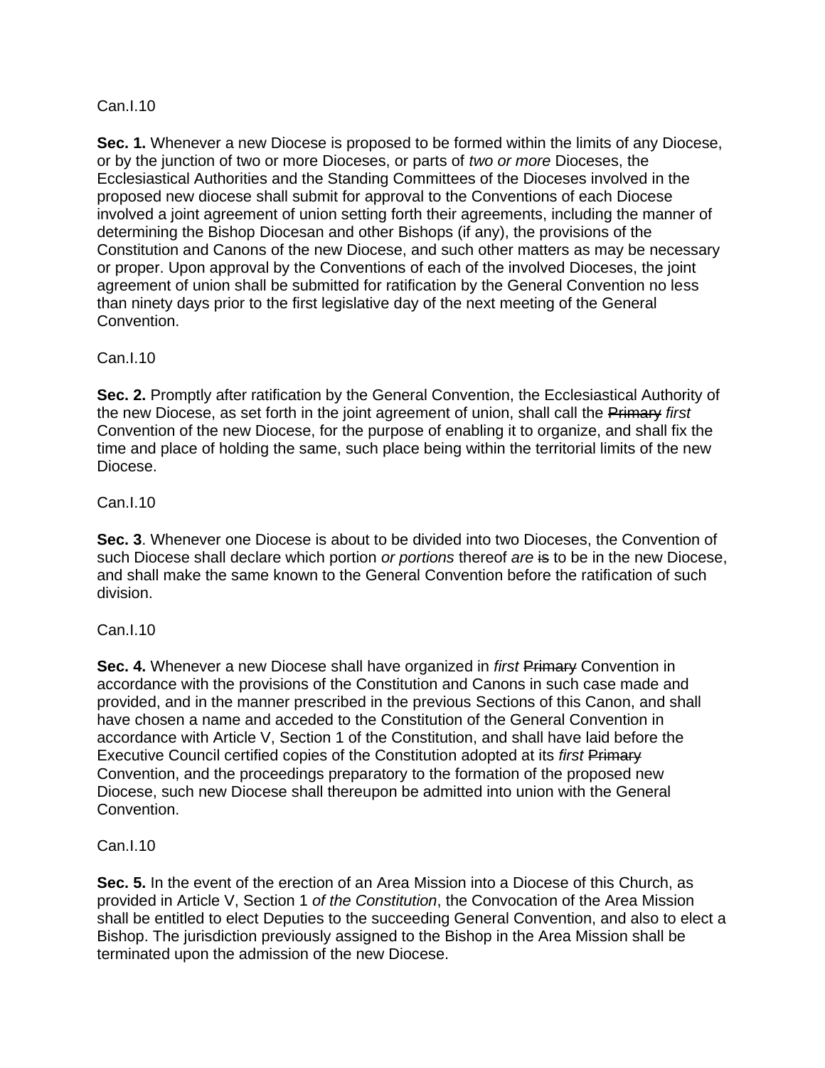Can.I.10

**Sec. 1.** Whenever a new Diocese is proposed to be formed within the limits of any Diocese, or by the junction of two or more Dioceses, or parts of *two or more* Dioceses, the Ecclesiastical Authorities and the Standing Committees of the Dioceses involved in the proposed new diocese shall submit for approval to the Conventions of each Diocese involved a joint agreement of union setting forth their agreements, including the manner of determining the Bishop Diocesan and other Bishops (if any), the provisions of the Constitution and Canons of the new Diocese, and such other matters as may be necessary or proper. Upon approval by the Conventions of each of the involved Dioceses, the joint agreement of union shall be submitted for ratification by the General Convention no less than ninety days prior to the first legislative day of the next meeting of the General Convention.

Can.I.10

**Sec. 2.** Promptly after ratification by the General Convention, the Ecclesiastical Authority of the new Diocese, as set forth in the joint agreement of union, shall call the ~~Primary~~ *first* Convention of the new Diocese, for the purpose of enabling it to organize, and shall fix the time and place of holding the same, such place being within the territorial limits of the new Diocese.

Can.I.10

**Sec. 3**. Whenever one Diocese is about to be divided into two Dioceses, the Convention of such Diocese shall declare which portion *or portions* thereof *are* ~~is~~ to be in the new Diocese, and shall make the same known to the General Convention before the ratification of such division.

Can.I.10

**Sec. 4.** Whenever a new Diocese shall have organized in *first* ~~Primary~~ Convention in accordance with the provisions of the Constitution and Canons in such case made and provided, and in the manner prescribed in the previous Sections of this Canon, and shall have chosen a name and acceded to the Constitution of the General Convention in accordance with Article V, Section 1 of the Constitution, and shall have laid before the Executive Council certified copies of the Constitution adopted at its *first* ~~Primary~~ Convention, and the proceedings preparatory to the formation of the proposed new Diocese, such new Diocese shall thereupon be admitted into union with the General Convention.

Can.I.10

**Sec. 5.** In the event of the erection of an Area Mission into a Diocese of this Church, as provided in Article V, Section 1 *of the Constitution*, the Convocation of the Area Mission shall be entitled to elect Deputies to the succeeding General Convention, and also to elect a Bishop. The jurisdiction previously assigned to the Bishop in the Area Mission shall be terminated upon the admission of the new Diocese.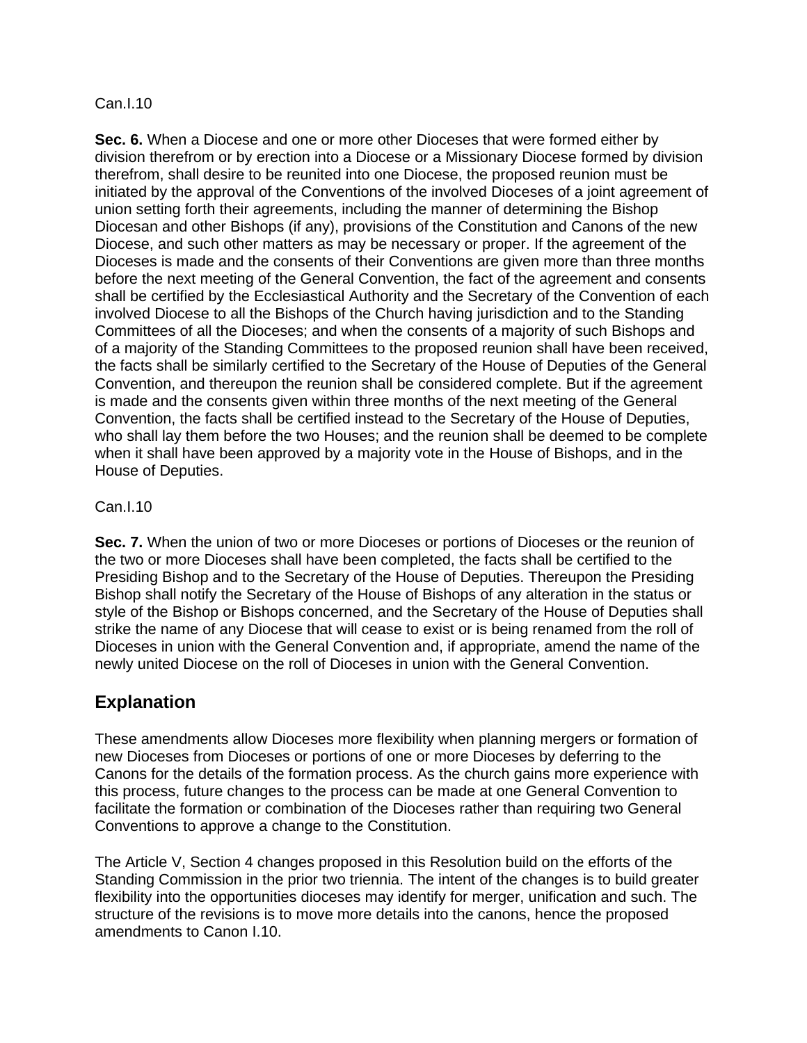Can.I.10

**Sec. 6.** When a Diocese and one or more other Dioceses that were formed either by division therefrom or by erection into a Diocese or a Missionary Diocese formed by division therefrom, shall desire to be reunited into one Diocese, the proposed reunion must be initiated by the approval of the Conventions of the involved Dioceses of a joint agreement of union setting forth their agreements, including the manner of determining the Bishop Diocesan and other Bishops (if any), provisions of the Constitution and Canons of the new Diocese, and such other matters as may be necessary or proper. If the agreement of the Dioceses is made and the consents of their Conventions are given more than three months before the next meeting of the General Convention, the fact of the agreement and consents shall be certified by the Ecclesiastical Authority and the Secretary of the Convention of each involved Diocese to all the Bishops of the Church having jurisdiction and to the Standing Committees of all the Dioceses; and when the consents of a majority of such Bishops and of a majority of the Standing Committees to the proposed reunion shall have been received, the facts shall be similarly certified to the Secretary of the House of Deputies of the General Convention, and thereupon the reunion shall be considered complete. But if the agreement is made and the consents given within three months of the next meeting of the General Convention, the facts shall be certified instead to the Secretary of the House of Deputies, who shall lay them before the two Houses; and the reunion shall be deemed to be complete when it shall have been approved by a majority vote in the House of Bishops, and in the House of Deputies.

Can.I.10

**Sec. 7.** When the union of two or more Dioceses or portions of Dioceses or the reunion of the two or more Dioceses shall have been completed, the facts shall be certified to the Presiding Bishop and to the Secretary of the House of Deputies. Thereupon the Presiding Bishop shall notify the Secretary of the House of Bishops of any alteration in the status or style of the Bishop or Bishops concerned, and the Secretary of the House of Deputies shall strike the name of any Diocese that will cease to exist or is being renamed from the roll of Dioceses in union with the General Convention and, if appropriate, amend the name of the newly united Diocese on the roll of Dioceses in union with the General Convention.

## Explanation

These amendments allow Dioceses more flexibility when planning mergers or formation of new Dioceses from Dioceses or portions of one or more Dioceses by deferring to the Canons for the details of the formation process. As the church gains more experience with this process, future changes to the process can be made at one General Convention to facilitate the formation or combination of the Dioceses rather than requiring two General Conventions to approve a change to the Constitution.

The Article V, Section 4 changes proposed in this Resolution build on the efforts of the Standing Commission in the prior two triennia. The intent of the changes is to build greater flexibility into the opportunities dioceses may identify for merger, unification and such. The structure of the revisions is to move more details into the canons, hence the proposed amendments to Canon I.10.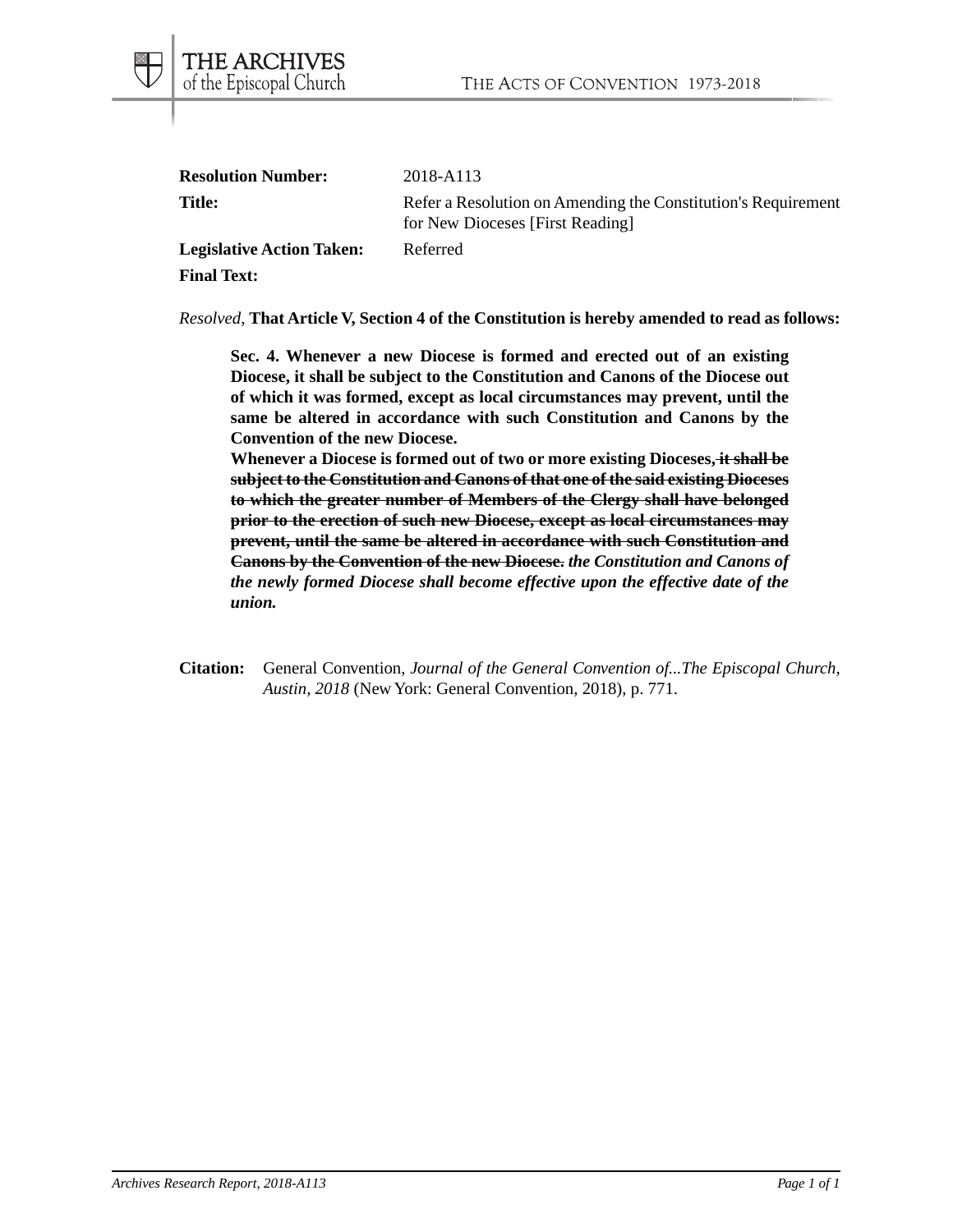**Resolution Number:** 2018-A113

**Title:** Refer a Resolution on Amending the Constitution's Requirement for New Dioceses [First Reading]

**Legislative Action Taken:** Referred

**Final Text:**

*Resolved,* **That Article V, Section 4 of the Constitution is hereby amended to read as follows:**

> **Sec. 4. Whenever a new Diocese is formed and erected out of an existing Diocese, it shall be subject to the Constitution and Canons of the Diocese out of which it was formed, except as local circumstances may prevent, until the same be altered in accordance with such Constitution and Canons by the Convention of the new Diocese.**
>
> **Whenever a Diocese is formed out of two or more existing Dioceses~~, it shall be subject to the Constitution and Canons of that one of the said existing Dioceses to which the greater number of Members of the Clergy shall have belonged prior to the erection of such new Diocese, except as local circumstances may prevent, until the same be altered in accordance with such Constitution and Canons by the Convention of the new Diocese.~~** ***the Constitution and Canons of the newly formed Diocese shall become effective upon the effective date of the union.***

**Citation:** General Convention, *Journal of the General Convention of...The Episcopal Church, Austin, 2018* (New York: General Convention, 2018), p. 771.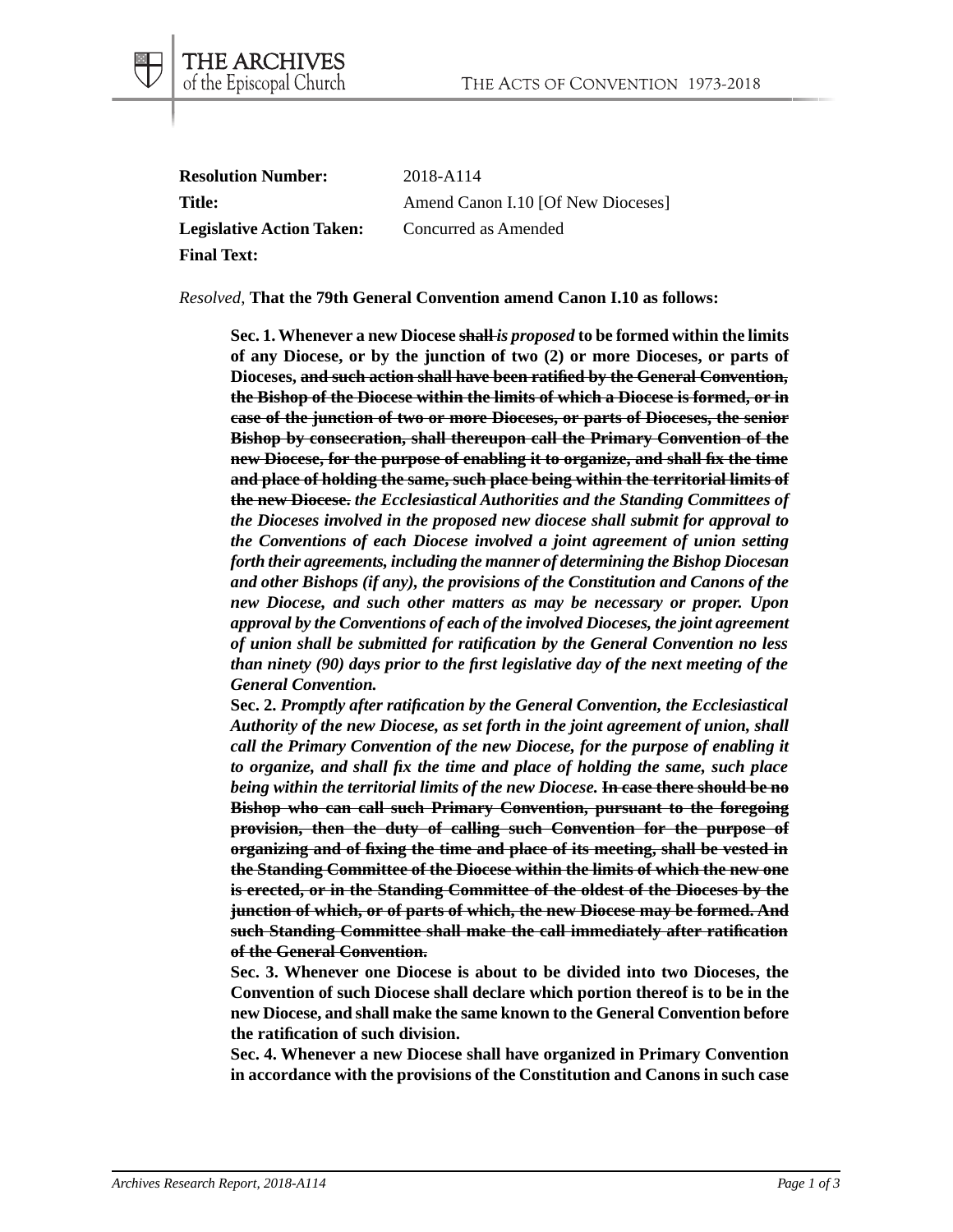**Resolution Number:** 2018-A114
**Title:** Amend Canon I.10 [Of New Dioceses]
**Legislative Action Taken:** Concurred as Amended
**Final Text:**

*Resolved,* **That the 79th General Convention amend Canon I.10 as follows:**

> **Sec. 1. Whenever a new Diocese ~~shall~~ *is proposed* to be formed within the limits of any Diocese, or by the junction of two (2) or more Dioceses, or parts of Dioceses, ~~and such action shall have been ratified by the General Convention, the Bishop of the Diocese within the limits of which a Diocese is formed, or in case of the junction of two or more Dioceses, or parts of Dioceses, the senior Bishop by consecration, shall thereupon call the Primary Convention of the new Diocese, for the purpose of enabling it to organize, and shall fix the time and place of holding the same, such place being within the territorial limits of the new Diocese.~~ *the Ecclesiastical Authorities and the Standing Committees of the Dioceses involved in the proposed new diocese shall submit for approval to the Conventions of each Diocese involved a joint agreement of union setting forth their agreements, including the manner of determining the Bishop Diocesan and other Bishops (if any), the provisions of the Constitution and Canons of the new Diocese, and such other matters as may be necessary or proper. Upon approval by the Conventions of each of the involved Dioceses, the joint agreement of union shall be submitted for ratification by the General Convention no less than ninety (90) days prior to the first legislative day of the next meeting of the General Convention.***
>
> **Sec. 2. *Promptly after ratification by the General Convention, the Ecclesiastical Authority of the new Diocese, as set forth in the joint agreement of union, shall call the Primary Convention of the new Diocese, for the purpose of enabling it to organize, and shall fix the time and place of holding the same, such place being within the territorial limits of the new Diocese.* ~~In case there should be no Bishop who can call such Primary Convention, pursuant to the foregoing provision, then the duty of calling such Convention for the purpose of organizing and of fixing the time and place of its meeting, shall be vested in the Standing Committee of the Diocese within the limits of which the new one is erected, or in the Standing Committee of the oldest of the Dioceses by the junction of which, or of parts of which, the new Diocese may be formed. And such Standing Committee shall make the call immediately after ratification of the General Convention.~~**
>
> **Sec. 3. Whenever one Diocese is about to be divided into two Dioceses, the Convention of such Diocese shall declare which portion thereof is to be in the new Diocese, and shall make the same known to the General Convention before the ratification of such division.**
>
> **Sec. 4. Whenever a new Diocese shall have organized in Primary Convention in accordance with the provisions of the Constitution and Canons in such case**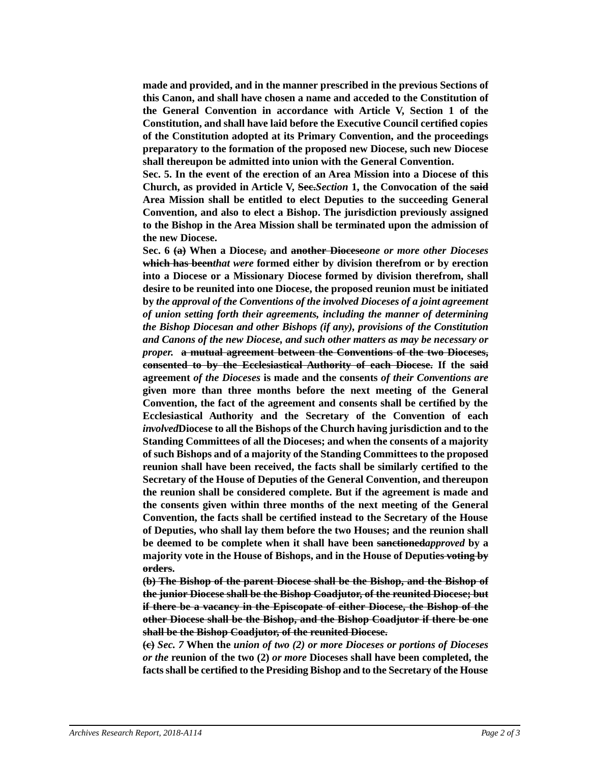**made and provided, and in the manner prescribed in the previous Sections of this Canon, and shall have chosen a name and acceded to the Constitution of the General Convention in accordance with Article V, Section 1 of the Constitution, and shall have laid before the Executive Council certified copies of the Constitution adopted at its Primary Convention, and the proceedings preparatory to the formation of the proposed new Diocese, such new Diocese shall thereupon be admitted into union with the General Convention.**

**Sec. 5. In the event of the erection of an Area Mission into a Diocese of this Church, as provided in Article V, ~~Sec.~~*Section* 1, the Convocation of the ~~said~~ Area Mission shall be entitled to elect Deputies to the succeeding General Convention, and also to elect a Bishop. The jurisdiction previously assigned to the Bishop in the Area Mission shall be terminated upon the admission of the new Diocese.**

**Sec. 6 ~~(a)~~ When a Diocese~~,~~ and ~~another Diocese~~*one or more other Dioceses* ~~which has been~~*that were* formed either by division therefrom or by erection into a Diocese or a Missionary Diocese formed by division therefrom, shall desire to be reunited into one Diocese, the proposed reunion must be initiated by *the approval of the Conventions of the involved Dioceses of a joint agreement of union setting forth their agreements, including the manner of determining the Bishop Diocesan and other Bishops (if any), provisions of the Constitution and Canons of the new Diocese, and such other matters as may be necessary or proper.* ~~a mutual agreement between the Conventions of the two Dioceses, consented to by the Ecclesiastical Authority of each Diocese.~~ If the ~~said~~ agreement *of the Dioceses* is made and the consents *of their Conventions are* given more than three months before the next meeting of the General Convention, the fact of the agreement and consents shall be certified by the Ecclesiastical Authority and the Secretary of the Convention of each *involved*Diocese to all the Bishops of the Church having jurisdiction and to the Standing Committees of all the Dioceses; and when the consents of a majority of such Bishops and of a majority of the Standing Committees to the proposed reunion shall have been received, the facts shall be similarly certified to the Secretary of the House of Deputies of the General Convention, and thereupon the reunion shall be considered complete. But if the agreement is made and the consents given within three months of the next meeting of the General Convention, the facts shall be certified instead to the Secretary of the House of Deputies, who shall lay them before the two Houses; and the reunion shall be deemed to be complete when it shall have been ~~sanctioned~~*approved* by a majority vote in the House of Bishops, and in the House of Deputies~~ voting by orders~~.**

**~~(b) The Bishop of the parent Diocese shall be the Bishop, and the Bishop of the junior Diocese shall be the Bishop Coadjutor, of the reunited Diocese; but if there be a vacancy in the Episcopate of either Diocese, the Bishop of the other Diocese shall be the Bishop, and the Bishop Coadjutor if there be one shall be the Bishop Coadjutor, of the reunited Diocese.~~**

**~~(c)~~ *Sec. 7* When the *union of two (2) or more Dioceses or portions of Dioceses or the* reunion of the two (2) *or more* Dioceses shall have been completed, the facts shall be certified to the Presiding Bishop and to the Secretary of the House**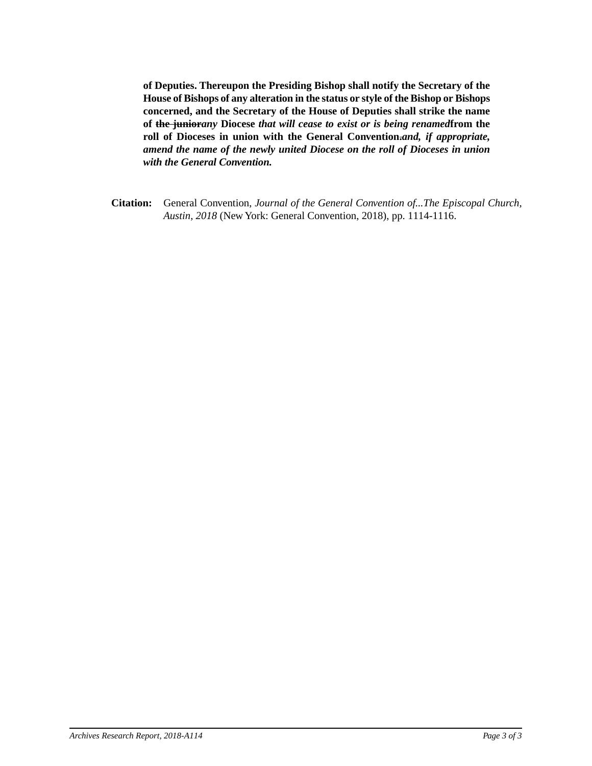**of Deputies. Thereupon the Presiding Bishop shall notify the Secretary of the House of Bishops of any alteration in the status or style of the Bishop or Bishops concerned, and the Secretary of the House of Deputies shall strike the name of ~~the junior~~*any* Diocese *that will cease to exist or is being renamed* from the roll of Dioceses in union with the General Convention~~.~~*and, if appropriate, amend the name of the newly united Diocese on the roll of Dioceses in union with the General Convention.***

**Citation:** General Convention, *Journal of the General Convention of...The Episcopal Church, Austin, 2018* (New York: General Convention, 2018), pp. 1114-1116.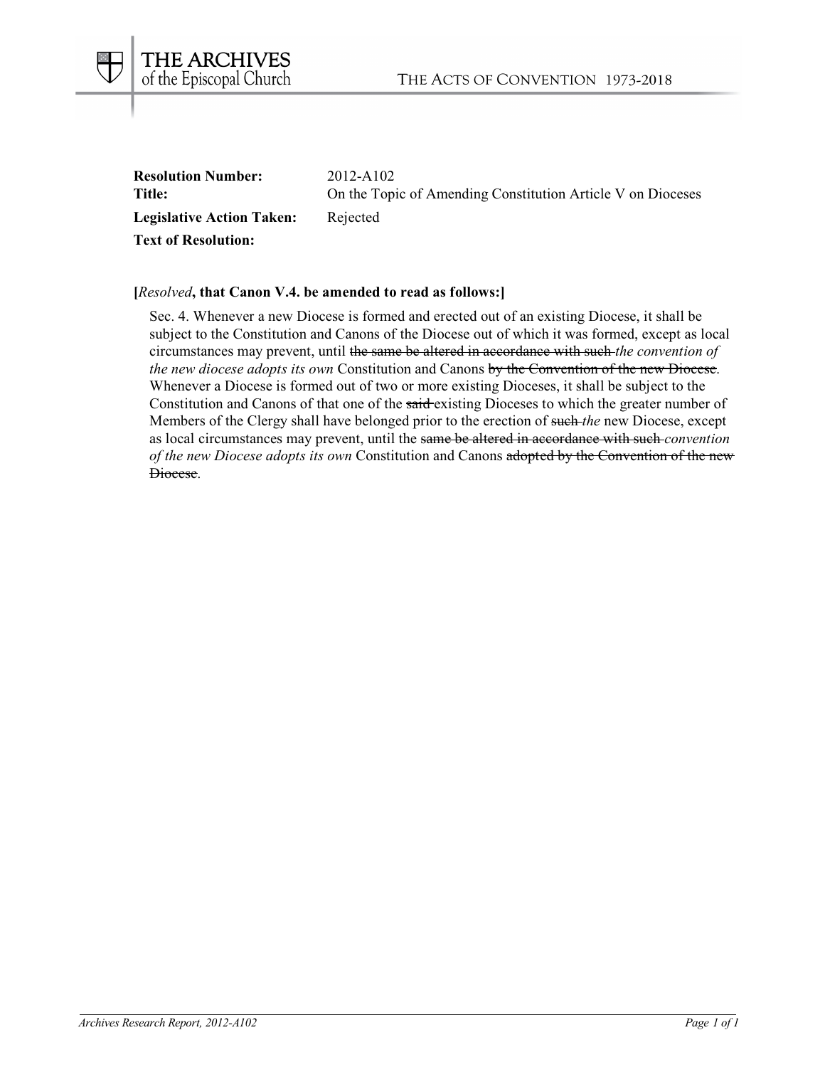| | |
|---|---|
| **Resolution Number:** | 2012-A102 |
| **Title:** | On the Topic of Amending Constitution Article V on Dioceses |
| **Legislative Action Taken:** | Rejected |
| **Text of Resolution:** | |

**[*Resolved*, that Canon V.4. be amended to read as follows:]**

Sec. 4. Whenever a new Diocese is formed and erected out of an existing Diocese, it shall be subject to the Constitution and Canons of the Diocese out of which it was formed, except as local circumstances may prevent, until ~~the same be altered in accordance with such~~ *the convention of the new diocese adopts its own* Constitution and Canons ~~by the Convention of the new Diocese~~. Whenever a Diocese is formed out of two or more existing Dioceses, it shall be subject to the Constitution and Canons of that one of the ~~said~~ existing Dioceses to which the greater number of Members of the Clergy shall have belonged prior to the erection of ~~such~~ *the* new Diocese, except as local circumstances may prevent, until the ~~same be altered in accordance with such~~ *convention of the new Diocese adopts its own* Constitution and Canons ~~adopted by the Convention of the new Diocese~~.